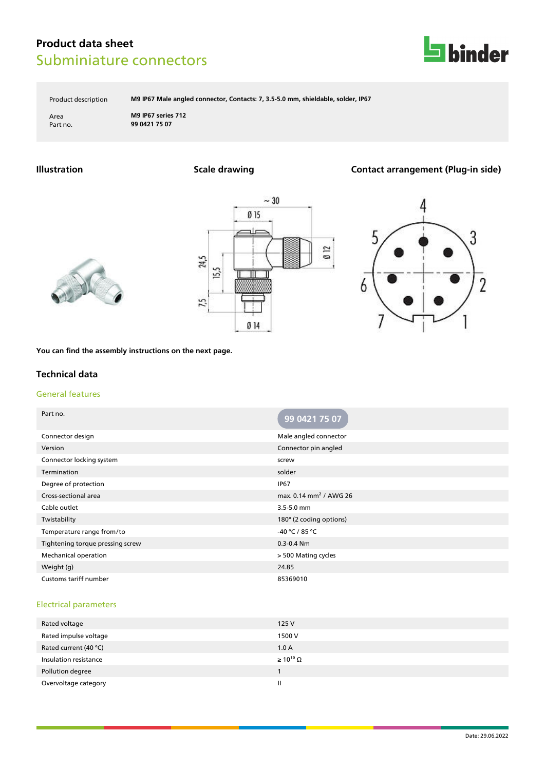# Product data sheet

## Subminiature connectors

| | |
|---|---|
| Product description | M9 IP67 Male angled connector, Contacts: 7, 3.5-5.0 mm, shieldable, solder, IP67 |
| Area | M9 IP67 series 712 |
| Part no. | 99 0421 75 07 |

### Illustration

### Scale drawing

### Contact arrangement (Plug-in side)

You can find the assembly instructions on the next page.

## Technical data

### General features

| Part no. | 99 0421 75 07 |
|---|---|
| Connector design | Male angled connector |
| Version | Connector pin angled |
| Connector locking system | screw |
| Termination | solder |
| Degree of protection | IP67 |
| Cross-sectional area | max. 0.14 mm² / AWG 26 |
| Cable outlet | 3.5-5.0 mm |
| Twistability | 180° (2 coding options) |
| Temperature range from/to | -40 °C / 85 °C |
| Tightening torque pressing screw | 0.3-0.4 Nm |
| Mechanical operation | > 500 Mating cycles |
| Weight (g) | 24.85 |
| Customs tariff number | 85369010 |

### Electrical parameters

| | |
|---|---|
| Rated voltage | 125 V |
| Rated impulse voltage | 1500 V |
| Rated current (40 °C) | 1.0 A |
| Insulation resistance | ≥ $10^{10}$ Ω |
| Pollution degree | 1 |
| Overvoltage category | II |

Date: 29.06.2022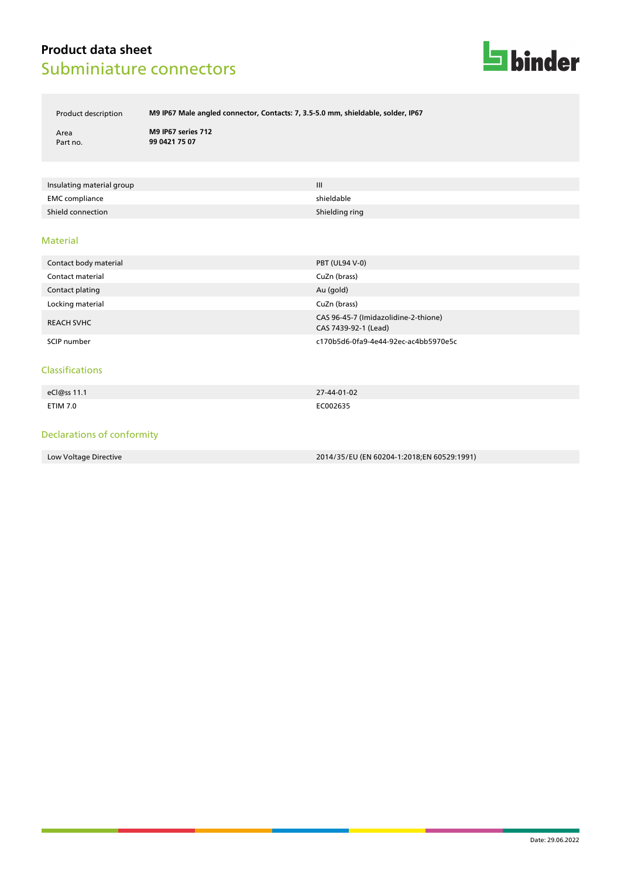# Product data sheet
## Subminiature connectors

| | |
|---|---|
| Product description | **M9 IP67 Male angled connector, Contacts: 7, 3.5-5.0 mm, shieldable, solder, IP67** |
| Area | **M9 IP67 series 712** |
| Part no. | **99 0421 75 07** |

| | |
|---|---|
| Insulating material group | III |
| EMC compliance | shieldable |
| Shield connection | Shielding ring |

### Material

| | |
|---|---|
| Contact body material | PBT (UL94 V-0) |
| Contact material | CuZn (brass) |
| Contact plating | Au (gold) |
| Locking material | CuZn (brass) |
| REACH SVHC | CAS 96-45-7 (Imidazolidine-2-thione)<br>CAS 7439-92-1 (Lead) |
| SCIP number | c170b5d6-0fa9-4e44-92ec-ac4bb5970e5c |

### Classifications

| | |
|---|---|
| eCl@ss 11.1 | 27-44-01-02 |
| ETIM 7.0 | EC002635 |

### Declarations of conformity

| | |
|---|---|
| Low Voltage Directive | 2014/35/EU (EN 60204-1:2018;EN 60529:1991) |

Date: 29.06.2022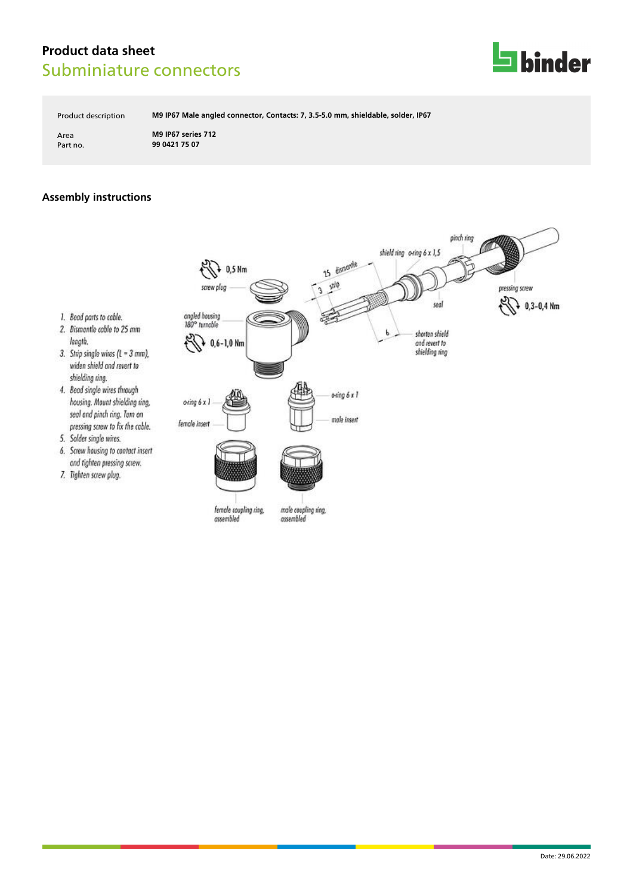## Product data sheet
# Subminiature connectors

| Product description | M9 IP67 Male angled connector, Contacts: 7, 3.5-5.0 mm, shieldable, solder, IP67 |
| --- | --- |
| Area | M9 IP67 series 712 |
| Part no. | 99 0421 75 07 |

### Assembly instructions

1. Bead parts to cable.
2. Dismantle cable to 25 mm length.
3. Strip single wires (L = 3 mm), widen shield and revert to shielding ring.
4. Bead single wires through housing. Mount shielding ring, seal and pinch ring. Turn on pressing screw to fix the cable.
5. Solder single wires.
6. Screw housing to contact insert and tighten pressing screw.
7. Tighten screw plug.

0,5 Nm
screw plug
angled housing 180° turnable
0,6-1,0 Nm
25 dismantle
3 strip
shield ring
o-ring 6 x 1,5
pinch ring
seal
pressing screw
0,3-0,4 Nm
6
shorten shield and revert to shielding ring
o-ring 6 x 1
female insert
o-ring 6 x 1
male insert
female coupling ring, assembled
male coupling ring, assembled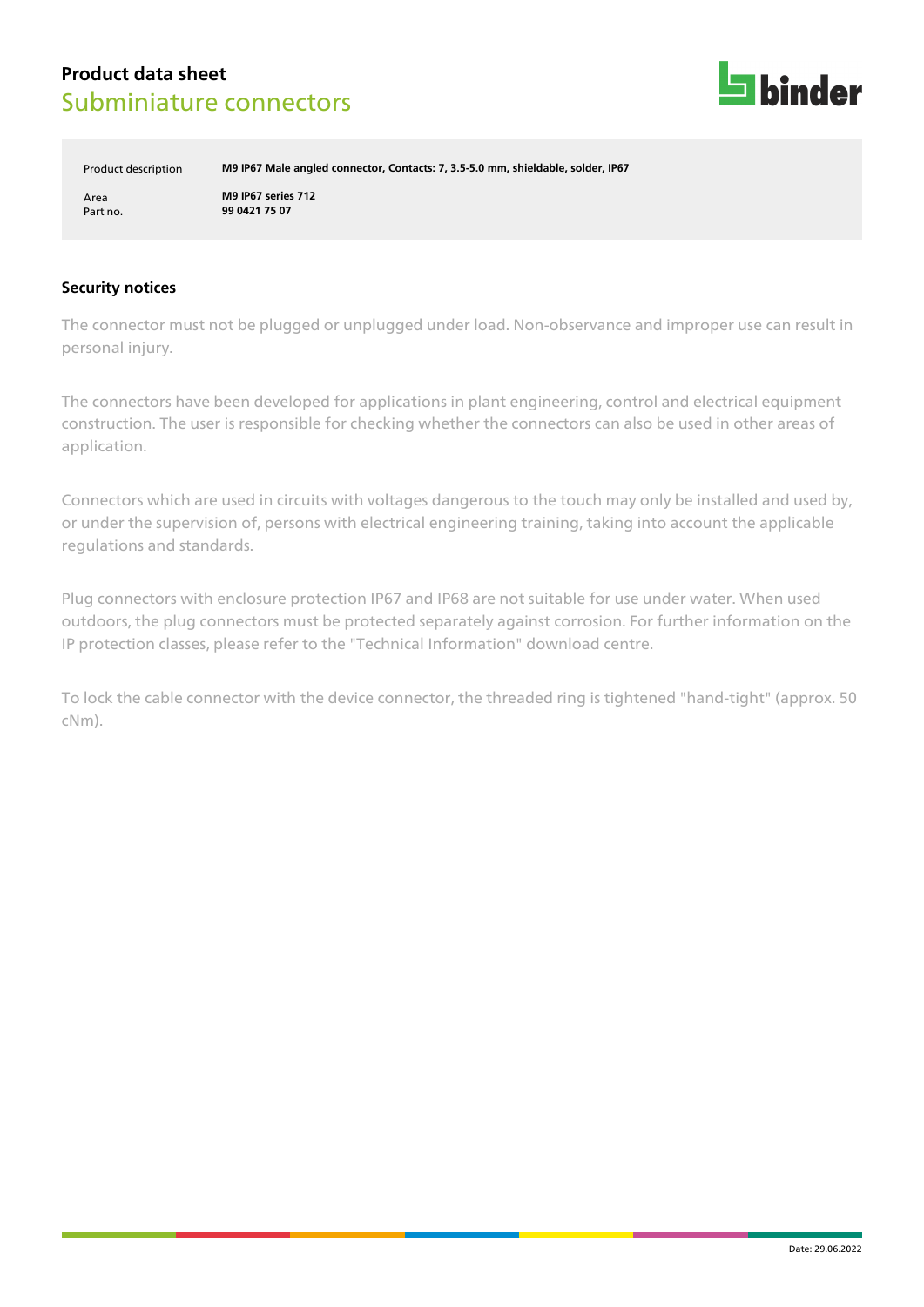# Product data sheet
## Subminiature connectors

| | |
|---|---|
| Product description | **M9 IP67 Male angled connector, Contacts: 7, 3.5-5.0 mm, shieldable, solder, IP67** |
| Area | **M9 IP67 series 712** |
| Part no. | **99 0421 75 07** |

### Security notices

The connector must not be plugged or unplugged under load. Non-observance and improper use can result in personal injury.

The connectors have been developed for applications in plant engineering, control and electrical equipment construction. The user is responsible for checking whether the connectors can also be used in other areas of application.

Connectors which are used in circuits with voltages dangerous to the touch may only be installed and used by, or under the supervision of, persons with electrical engineering training, taking into account the applicable regulations and standards.

Plug connectors with enclosure protection IP67 and IP68 are not suitable for use under water. When used outdoors, the plug connectors must be protected separately against corrosion. For further information on the IP protection classes, please refer to the "Technical Information" download centre.

To lock the cable connector with the device connector, the threaded ring is tightened "hand-tight" (approx. 50 cNm).

Date: 29.06.2022